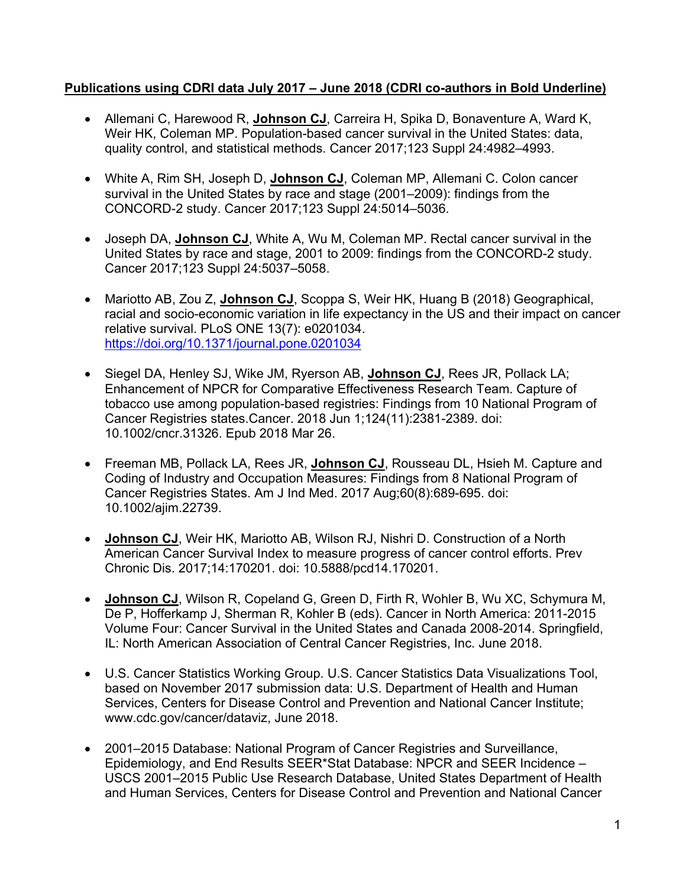**<u>Publications using CDRI data July 2017 – June 2018 (CDRI co-authors in Bold Underline)</u>**

- Allemani C, Harewood R, **<u>Johnson CJ</u>**, Carreira H, Spika D, Bonaventure A, Ward K, Weir HK, Coleman MP. Population-based cancer survival in the United States: data, quality control, and statistical methods. Cancer 2017;123 Suppl 24:4982–4993.

- White A, Rim SH, Joseph D, **<u>Johnson CJ</u>**, Coleman MP, Allemani C. Colon cancer survival in the United States by race and stage (2001–2009): findings from the CONCORD-2 study. Cancer 2017;123 Suppl 24:5014–5036.

- Joseph DA, **<u>Johnson CJ</u>**, White A, Wu M, Coleman MP. Rectal cancer survival in the United States by race and stage, 2001 to 2009: findings from the CONCORD-2 study. Cancer 2017;123 Suppl 24:5037–5058.

- Mariotto AB, Zou Z, **<u>Johnson CJ</u>**, Scoppa S, Weir HK, Huang B (2018) Geographical, racial and socio-economic variation in life expectancy in the US and their impact on cancer relative survival. PLoS ONE 13(7): e0201034. https://doi.org/10.1371/journal.pone.0201034

- Siegel DA, Henley SJ, Wike JM, Ryerson AB, **<u>Johnson CJ</u>**, Rees JR, Pollack LA; Enhancement of NPCR for Comparative Effectiveness Research Team. Capture of tobacco use among population-based registries: Findings from 10 National Program of Cancer Registries states.Cancer. 2018 Jun 1;124(11):2381-2389. doi: 10.1002/cncr.31326. Epub 2018 Mar 26.

- Freeman MB, Pollack LA, Rees JR, **<u>Johnson CJ</u>**, Rousseau DL, Hsieh M. Capture and Coding of Industry and Occupation Measures: Findings from 8 National Program of Cancer Registries States. Am J Ind Med. 2017 Aug;60(8):689-695. doi: 10.1002/ajim.22739.

- **<u>Johnson CJ</u>**, Weir HK, Mariotto AB, Wilson RJ, Nishri D. Construction of a North American Cancer Survival Index to measure progress of cancer control efforts. Prev Chronic Dis. 2017;14:170201. doi: 10.5888/pcd14.170201.

- **<u>Johnson CJ</u>**, Wilson R, Copeland G, Green D, Firth R, Wohler B, Wu XC, Schymura M, De P, Hofferkamp J, Sherman R, Kohler B (eds). Cancer in North America: 2011-2015 Volume Four: Cancer Survival in the United States and Canada 2008-2014. Springfield, IL: North American Association of Central Cancer Registries, Inc. June 2018.

- U.S. Cancer Statistics Working Group. U.S. Cancer Statistics Data Visualizations Tool, based on November 2017 submission data: U.S. Department of Health and Human Services, Centers for Disease Control and Prevention and National Cancer Institute; www.cdc.gov/cancer/dataviz, June 2018.

- 2001–2015 Database: National Program of Cancer Registries and Surveillance, Epidemiology, and End Results SEER*Stat Database: NPCR and SEER Incidence – USCS 2001–2015 Public Use Research Database, United States Department of Health and Human Services, Centers for Disease Control and Prevention and National Cancer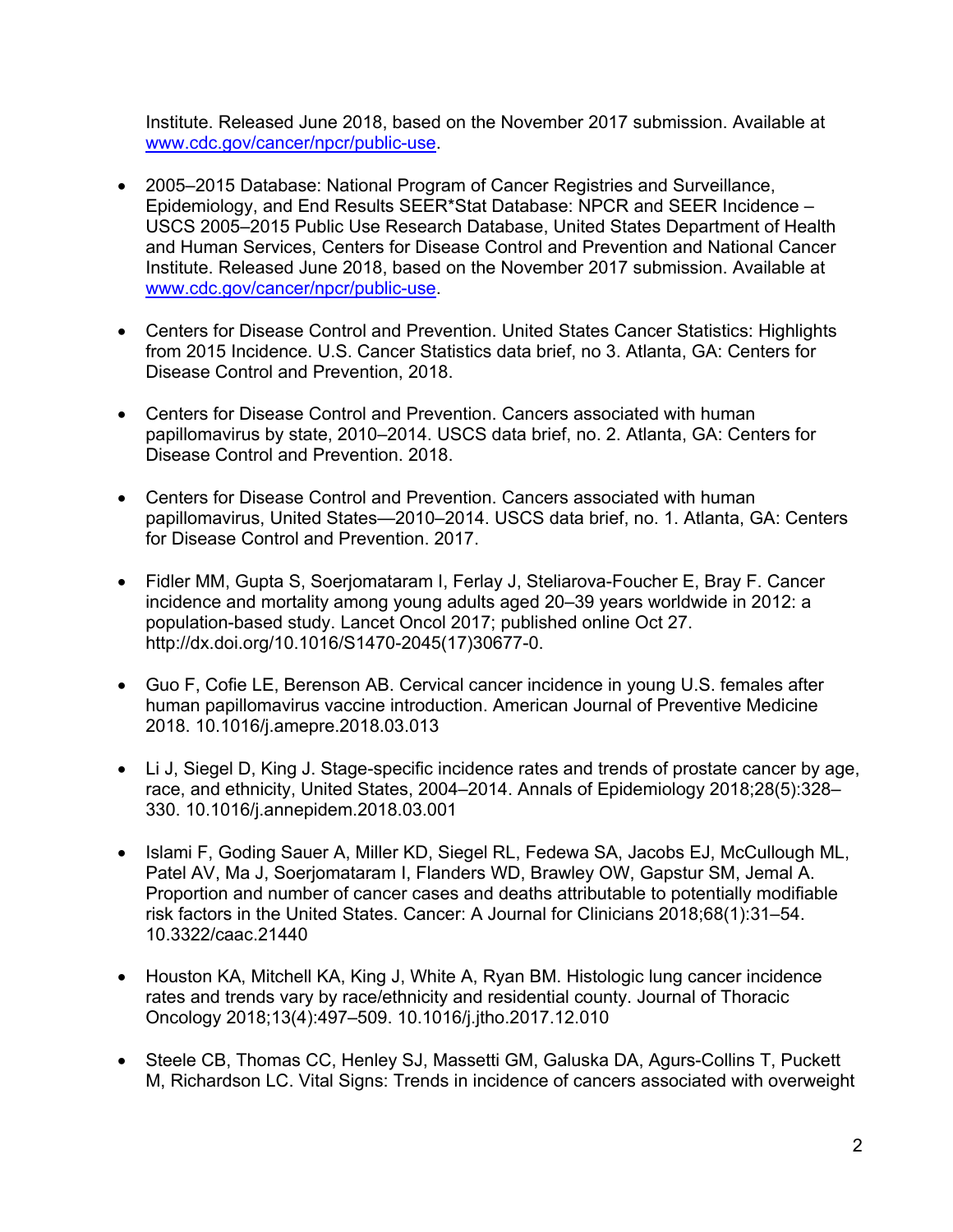Institute. Released June 2018, based on the November 2017 submission. Available at [www.cdc.gov/cancer/npcr/public-use](http://www.cdc.gov/cancer/npcr/public-use).

- 2005–2015 Database: National Program of Cancer Registries and Surveillance, Epidemiology, and End Results SEER*Stat Database: NPCR and SEER Incidence – USCS 2005–2015 Public Use Research Database, United States Department of Health and Human Services, Centers for Disease Control and Prevention and National Cancer Institute. Released June 2018, based on the November 2017 submission. Available at [www.cdc.gov/cancer/npcr/public-use](http://www.cdc.gov/cancer/npcr/public-use).

- Centers for Disease Control and Prevention. United States Cancer Statistics: Highlights from 2015 Incidence. U.S. Cancer Statistics data brief, no 3. Atlanta, GA: Centers for Disease Control and Prevention, 2018.

- Centers for Disease Control and Prevention. Cancers associated with human papillomavirus by state, 2010–2014. USCS data brief, no. 2. Atlanta, GA: Centers for Disease Control and Prevention. 2018.

- Centers for Disease Control and Prevention. Cancers associated with human papillomavirus, United States—2010–2014. USCS data brief, no. 1. Atlanta, GA: Centers for Disease Control and Prevention. 2017.

- Fidler MM, Gupta S, Soerjomataram I, Ferlay J, Steliarova-Foucher E, Bray F. Cancer incidence and mortality among young adults aged 20–39 years worldwide in 2012: a population-based study. Lancet Oncol 2017; published online Oct 27. http://dx.doi.org/10.1016/S1470-2045(17)30677-0.

- Guo F, Cofie LE, Berenson AB. Cervical cancer incidence in young U.S. females after human papillomavirus vaccine introduction. American Journal of Preventive Medicine 2018. 10.1016/j.amepre.2018.03.013

- Li J, Siegel D, King J. Stage-specific incidence rates and trends of prostate cancer by age, race, and ethnicity, United States, 2004–2014. Annals of Epidemiology 2018;28(5):328–330. 10.1016/j.annepidem.2018.03.001

- Islami F, Goding Sauer A, Miller KD, Siegel RL, Fedewa SA, Jacobs EJ, McCullough ML, Patel AV, Ma J, Soerjomataram I, Flanders WD, Brawley OW, Gapstur SM, Jemal A. Proportion and number of cancer cases and deaths attributable to potentially modifiable risk factors in the United States. Cancer: A Journal for Clinicians 2018;68(1):31–54. 10.3322/caac.21440

- Houston KA, Mitchell KA, King J, White A, Ryan BM. Histologic lung cancer incidence rates and trends vary by race/ethnicity and residential county. Journal of Thoracic Oncology 2018;13(4):497–509. 10.1016/j.jtho.2017.12.010

- Steele CB, Thomas CC, Henley SJ, Massetti GM, Galuska DA, Agurs-Collins T, Puckett M, Richardson LC. Vital Signs: Trends in incidence of cancers associated with overweight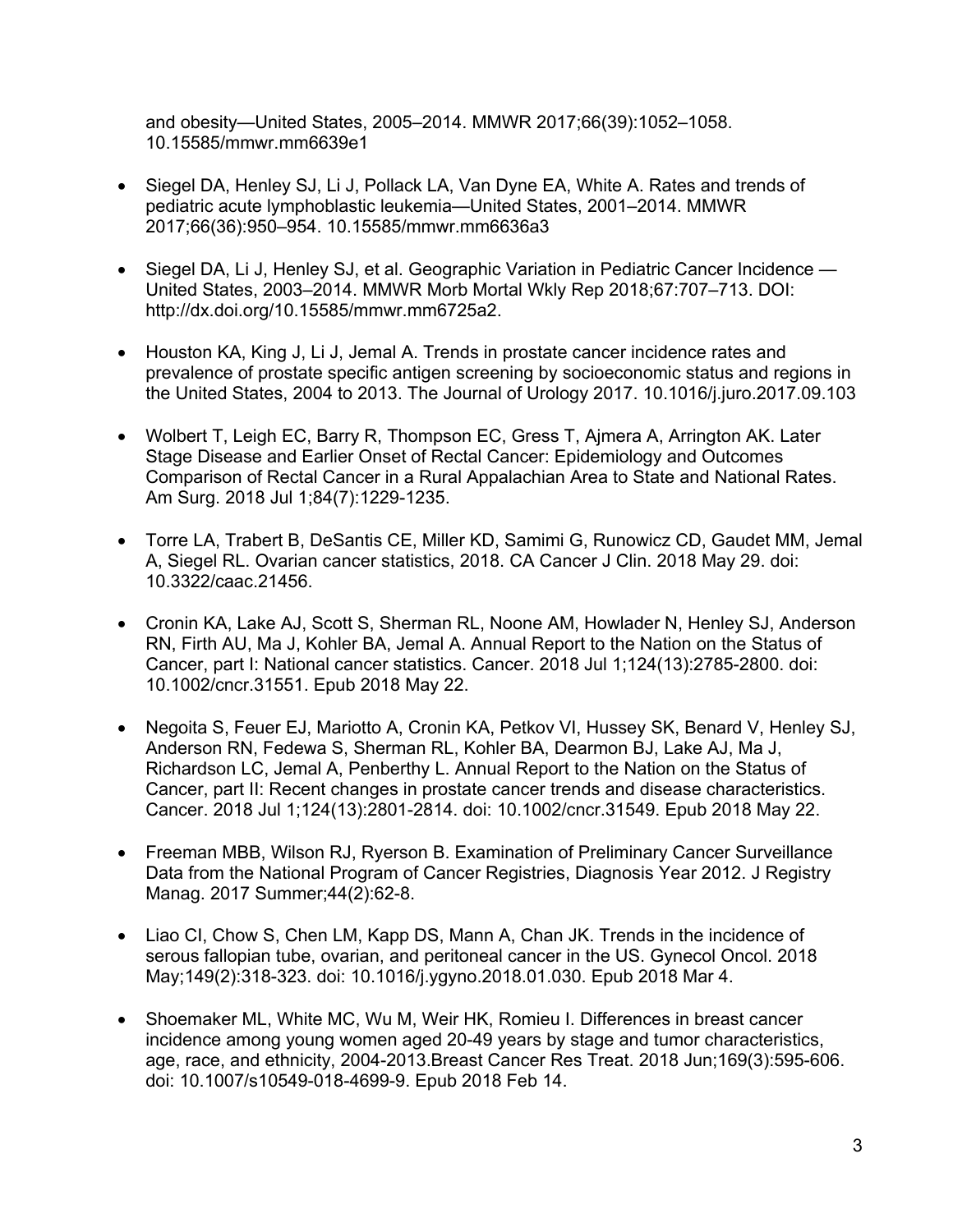and obesity—United States, 2005–2014. MMWR 2017;66(39):1052–1058. 10.15585/mmwr.mm6639e1

- Siegel DA, Henley SJ, Li J, Pollack LA, Van Dyne EA, White A. Rates and trends of pediatric acute lymphoblastic leukemia—United States, 2001–2014. MMWR 2017;66(36):950–954. 10.15585/mmwr.mm6636a3

- Siegel DA, Li J, Henley SJ, et al. Geographic Variation in Pediatric Cancer Incidence — United States, 2003–2014. MMWR Morb Mortal Wkly Rep 2018;67:707–713. DOI: http://dx.doi.org/10.15585/mmwr.mm6725a2.

- Houston KA, King J, Li J, Jemal A. Trends in prostate cancer incidence rates and prevalence of prostate specific antigen screening by socioeconomic status and regions in the United States, 2004 to 2013. The Journal of Urology 2017. 10.1016/j.juro.2017.09.103

- Wolbert T, Leigh EC, Barry R, Thompson EC, Gress T, Ajmera A, Arrington AK. Later Stage Disease and Earlier Onset of Rectal Cancer: Epidemiology and Outcomes Comparison of Rectal Cancer in a Rural Appalachian Area to State and National Rates. Am Surg. 2018 Jul 1;84(7):1229-1235.

- Torre LA, Trabert B, DeSantis CE, Miller KD, Samimi G, Runowicz CD, Gaudet MM, Jemal A, Siegel RL. Ovarian cancer statistics, 2018. CA Cancer J Clin. 2018 May 29. doi: 10.3322/caac.21456.

- Cronin KA, Lake AJ, Scott S, Sherman RL, Noone AM, Howlader N, Henley SJ, Anderson RN, Firth AU, Ma J, Kohler BA, Jemal A. Annual Report to the Nation on the Status of Cancer, part I: National cancer statistics. Cancer. 2018 Jul 1;124(13):2785-2800. doi: 10.1002/cncr.31551. Epub 2018 May 22.

- Negoita S, Feuer EJ, Mariotto A, Cronin KA, Petkov VI, Hussey SK, Benard V, Henley SJ, Anderson RN, Fedewa S, Sherman RL, Kohler BA, Dearmon BJ, Lake AJ, Ma J, Richardson LC, Jemal A, Penberthy L. Annual Report to the Nation on the Status of Cancer, part II: Recent changes in prostate cancer trends and disease characteristics. Cancer. 2018 Jul 1;124(13):2801-2814. doi: 10.1002/cncr.31549. Epub 2018 May 22.

- Freeman MBB, Wilson RJ, Ryerson B. Examination of Preliminary Cancer Surveillance Data from the National Program of Cancer Registries, Diagnosis Year 2012. J Registry Manag. 2017 Summer;44(2):62-8.

- Liao CI, Chow S, Chen LM, Kapp DS, Mann A, Chan JK. Trends in the incidence of serous fallopian tube, ovarian, and peritoneal cancer in the US. Gynecol Oncol. 2018 May;149(2):318-323. doi: 10.1016/j.ygyno.2018.01.030. Epub 2018 Mar 4.

- Shoemaker ML, White MC, Wu M, Weir HK, Romieu I. Differences in breast cancer incidence among young women aged 20-49 years by stage and tumor characteristics, age, race, and ethnicity, 2004-2013.Breast Cancer Res Treat. 2018 Jun;169(3):595-606. doi: 10.1007/s10549-018-4699-9. Epub 2018 Feb 14.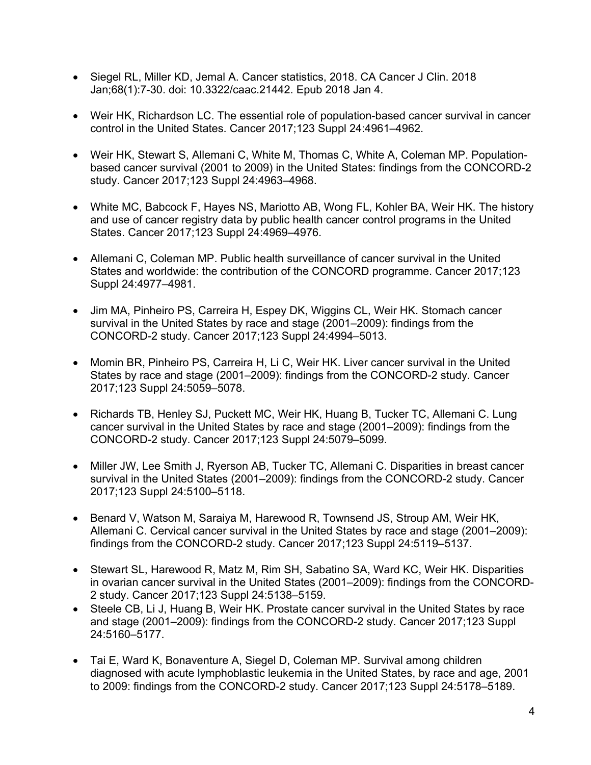- Siegel RL, Miller KD, Jemal A. Cancer statistics, 2018. CA Cancer J Clin. 2018 Jan;68(1):7-30. doi: 10.3322/caac.21442. Epub 2018 Jan 4.

- Weir HK, Richardson LC. The essential role of population-based cancer survival in cancer control in the United States. Cancer 2017;123 Suppl 24:4961–4962.

- Weir HK, Stewart S, Allemani C, White M, Thomas C, White A, Coleman MP. Population-based cancer survival (2001 to 2009) in the United States: findings from the CONCORD-2 study. Cancer 2017;123 Suppl 24:4963–4968.

- White MC, Babcock F, Hayes NS, Mariotto AB, Wong FL, Kohler BA, Weir HK. The history and use of cancer registry data by public health cancer control programs in the United States. Cancer 2017;123 Suppl 24:4969–4976.

- Allemani C, Coleman MP. Public health surveillance of cancer survival in the United States and worldwide: the contribution of the CONCORD programme. Cancer 2017;123 Suppl 24:4977–4981.

- Jim MA, Pinheiro PS, Carreira H, Espey DK, Wiggins CL, Weir HK. Stomach cancer survival in the United States by race and stage (2001–2009): findings from the CONCORD-2 study. Cancer 2017;123 Suppl 24:4994–5013.

- Momin BR, Pinheiro PS, Carreira H, Li C, Weir HK. Liver cancer survival in the United States by race and stage (2001–2009): findings from the CONCORD-2 study. Cancer 2017;123 Suppl 24:5059–5078.

- Richards TB, Henley SJ, Puckett MC, Weir HK, Huang B, Tucker TC, Allemani C. Lung cancer survival in the United States by race and stage (2001–2009): findings from the CONCORD-2 study. Cancer 2017;123 Suppl 24:5079–5099.

- Miller JW, Lee Smith J, Ryerson AB, Tucker TC, Allemani C. Disparities in breast cancer survival in the United States (2001–2009): findings from the CONCORD-2 study. Cancer 2017;123 Suppl 24:5100–5118.

- Benard V, Watson M, Saraiya M, Harewood R, Townsend JS, Stroup AM, Weir HK, Allemani C. Cervical cancer survival in the United States by race and stage (2001–2009): findings from the CONCORD-2 study. Cancer 2017;123 Suppl 24:5119–5137.

- Stewart SL, Harewood R, Matz M, Rim SH, Sabatino SA, Ward KC, Weir HK. Disparities in ovarian cancer survival in the United States (2001–2009): findings from the CONCORD-2 study. Cancer 2017;123 Suppl 24:5138–5159.
- Steele CB, Li J, Huang B, Weir HK. Prostate cancer survival in the United States by race and stage (2001–2009): findings from the CONCORD-2 study. Cancer 2017;123 Suppl 24:5160–5177.

- Tai E, Ward K, Bonaventure A, Siegel D, Coleman MP. Survival among children diagnosed with acute lymphoblastic leukemia in the United States, by race and age, 2001 to 2009: findings from the CONCORD-2 study. Cancer 2017;123 Suppl 24:5178–5189.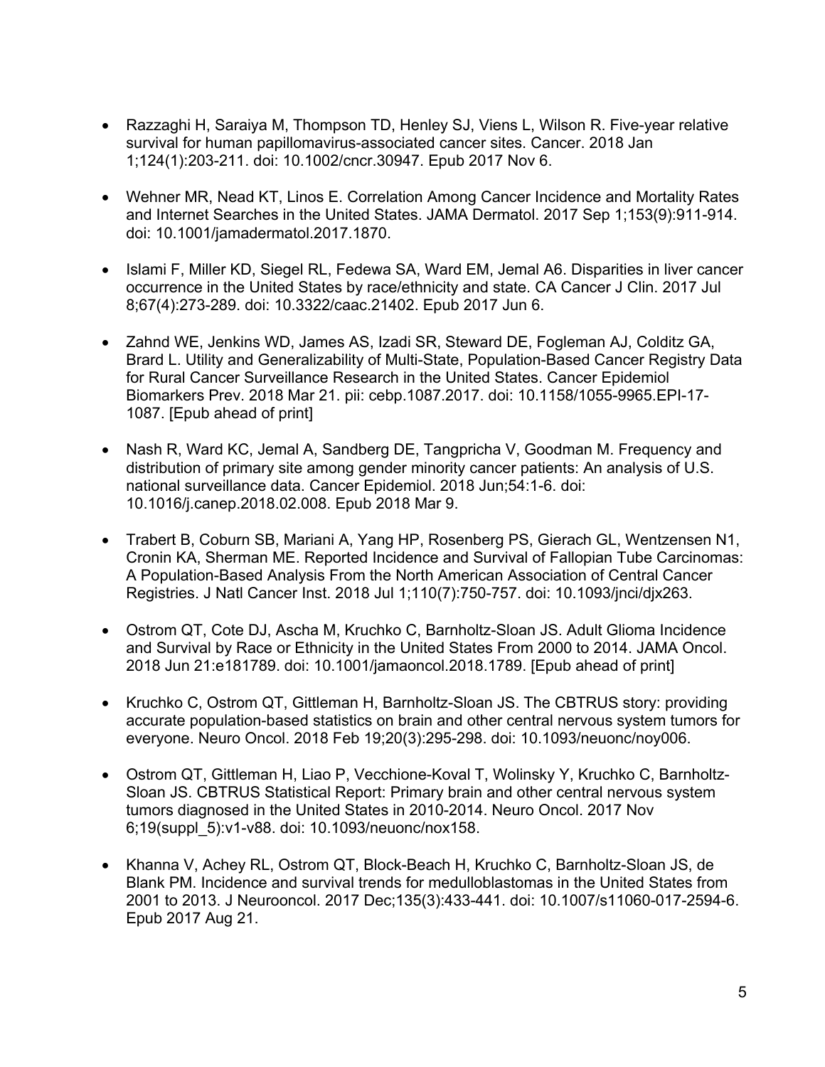- Razzaghi H, Saraiya M, Thompson TD, Henley SJ, Viens L, Wilson R. Five-year relative survival for human papillomavirus-associated cancer sites. Cancer. 2018 Jan 1;124(1):203-211. doi: 10.1002/cncr.30947. Epub 2017 Nov 6.

- Wehner MR, Nead KT, Linos E. Correlation Among Cancer Incidence and Mortality Rates and Internet Searches in the United States. JAMA Dermatol. 2017 Sep 1;153(9):911-914. doi: 10.1001/jamadermatol.2017.1870.

- Islami F, Miller KD, Siegel RL, Fedewa SA, Ward EM, Jemal A6. Disparities in liver cancer occurrence in the United States by race/ethnicity and state. CA Cancer J Clin. 2017 Jul 8;67(4):273-289. doi: 10.3322/caac.21402. Epub 2017 Jun 6.

- Zahnd WE, Jenkins WD, James AS, Izadi SR, Steward DE, Fogleman AJ, Colditz GA, Brard L. Utility and Generalizability of Multi-State, Population-Based Cancer Registry Data for Rural Cancer Surveillance Research in the United States. Cancer Epidemiol Biomarkers Prev. 2018 Mar 21. pii: cebp.1087.2017. doi: 10.1158/1055-9965.EPI-17-1087. [Epub ahead of print]

- Nash R, Ward KC, Jemal A, Sandberg DE, Tangpricha V, Goodman M. Frequency and distribution of primary site among gender minority cancer patients: An analysis of U.S. national surveillance data. Cancer Epidemiol. 2018 Jun;54:1-6. doi: 10.1016/j.canep.2018.02.008. Epub 2018 Mar 9.

- Trabert B, Coburn SB, Mariani A, Yang HP, Rosenberg PS, Gierach GL, Wentzensen N1, Cronin KA, Sherman ME. Reported Incidence and Survival of Fallopian Tube Carcinomas: A Population-Based Analysis From the North American Association of Central Cancer Registries. J Natl Cancer Inst. 2018 Jul 1;110(7):750-757. doi: 10.1093/jnci/djx263.

- Ostrom QT, Cote DJ, Ascha M, Kruchko C, Barnholtz-Sloan JS. Adult Glioma Incidence and Survival by Race or Ethnicity in the United States From 2000 to 2014. JAMA Oncol. 2018 Jun 21:e181789. doi: 10.1001/jamaoncol.2018.1789. [Epub ahead of print]

- Kruchko C, Ostrom QT, Gittleman H, Barnholtz-Sloan JS. The CBTRUS story: providing accurate population-based statistics on brain and other central nervous system tumors for everyone. Neuro Oncol. 2018 Feb 19;20(3):295-298. doi: 10.1093/neuonc/noy006.

- Ostrom QT, Gittleman H, Liao P, Vecchione-Koval T, Wolinsky Y, Kruchko C, Barnholtz-Sloan JS. CBTRUS Statistical Report: Primary brain and other central nervous system tumors diagnosed in the United States in 2010-2014. Neuro Oncol. 2017 Nov 6;19(suppl_5):v1-v88. doi: 10.1093/neuonc/nox158.

- Khanna V, Achey RL, Ostrom QT, Block-Beach H, Kruchko C, Barnholtz-Sloan JS, de Blank PM. Incidence and survival trends for medulloblastomas in the United States from 2001 to 2013. J Neurooncol. 2017 Dec;135(3):433-441. doi: 10.1007/s11060-017-2594-6. Epub 2017 Aug 21.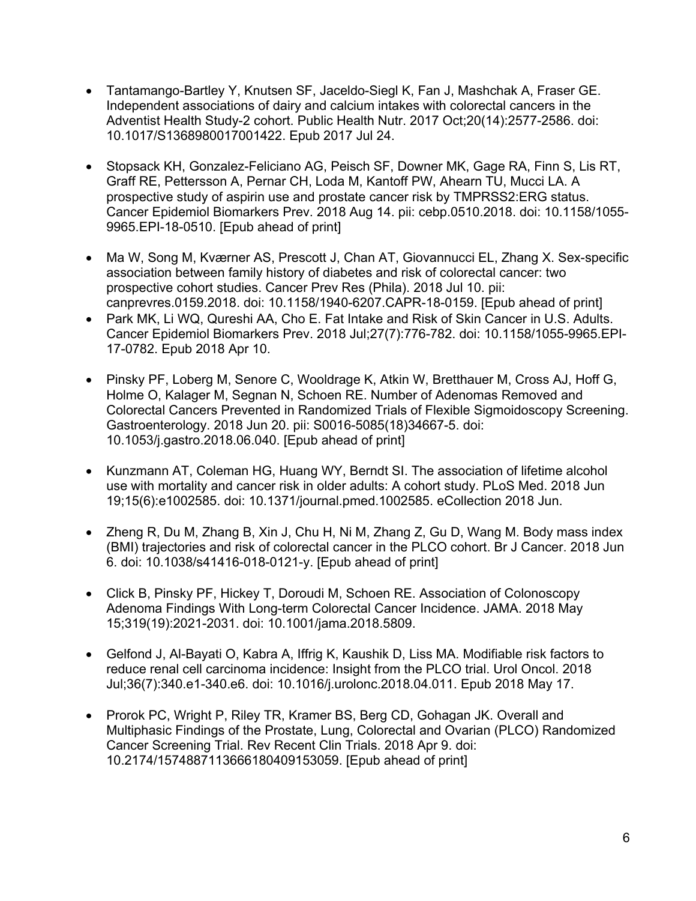- Tantamango-Bartley Y, Knutsen SF, Jaceldo-Siegl K, Fan J, Mashchak A, Fraser GE. Independent associations of dairy and calcium intakes with colorectal cancers in the Adventist Health Study-2 cohort. Public Health Nutr. 2017 Oct;20(14):2577-2586. doi: 10.1017/S1368980017001422. Epub 2017 Jul 24.

- Stopsack KH, Gonzalez-Feliciano AG, Peisch SF, Downer MK, Gage RA, Finn S, Lis RT, Graff RE, Pettersson A, Pernar CH, Loda M, Kantoff PW, Ahearn TU, Mucci LA. A prospective study of aspirin use and prostate cancer risk by TMPRSS2:ERG status. Cancer Epidemiol Biomarkers Prev. 2018 Aug 14. pii: cebp.0510.2018. doi: 10.1158/1055-9965.EPI-18-0510. [Epub ahead of print]

- Ma W, Song M, Kværner AS, Prescott J, Chan AT, Giovannucci EL, Zhang X. Sex-specific association between family history of diabetes and risk of colorectal cancer: two prospective cohort studies. Cancer Prev Res (Phila). 2018 Jul 10. pii: canprevres.0159.2018. doi: 10.1158/1940-6207.CAPR-18-0159. [Epub ahead of print]
- Park MK, Li WQ, Qureshi AA, Cho E. Fat Intake and Risk of Skin Cancer in U.S. Adults. Cancer Epidemiol Biomarkers Prev. 2018 Jul;27(7):776-782. doi: 10.1158/1055-9965.EPI-17-0782. Epub 2018 Apr 10.

- Pinsky PF, Loberg M, Senore C, Wooldrage K, Atkin W, Bretthauer M, Cross AJ, Hoff G, Holme O, Kalager M, Segnan N, Schoen RE. Number of Adenomas Removed and Colorectal Cancers Prevented in Randomized Trials of Flexible Sigmoidoscopy Screening. Gastroenterology. 2018 Jun 20. pii: S0016-5085(18)34667-5. doi: 10.1053/j.gastro.2018.06.040. [Epub ahead of print]

- Kunzmann AT, Coleman HG, Huang WY, Berndt SI. The association of lifetime alcohol use with mortality and cancer risk in older adults: A cohort study. PLoS Med. 2018 Jun 19;15(6):e1002585. doi: 10.1371/journal.pmed.1002585. eCollection 2018 Jun.

- Zheng R, Du M, Zhang B, Xin J, Chu H, Ni M, Zhang Z, Gu D, Wang M. Body mass index (BMI) trajectories and risk of colorectal cancer in the PLCO cohort. Br J Cancer. 2018 Jun 6. doi: 10.1038/s41416-018-0121-y. [Epub ahead of print]

- Click B, Pinsky PF, Hickey T, Doroudi M, Schoen RE. Association of Colonoscopy Adenoma Findings With Long-term Colorectal Cancer Incidence. JAMA. 2018 May 15;319(19):2021-2031. doi: 10.1001/jama.2018.5809.

- Gelfond J, Al-Bayati O, Kabra A, Iffrig K, Kaushik D, Liss MA. Modifiable risk factors to reduce renal cell carcinoma incidence: Insight from the PLCO trial. Urol Oncol. 2018 Jul;36(7):340.e1-340.e6. doi: 10.1016/j.urolonc.2018.04.011. Epub 2018 May 17.

- Prorok PC, Wright P, Riley TR, Kramer BS, Berg CD, Gohagan JK. Overall and Multiphasic Findings of the Prostate, Lung, Colorectal and Ovarian (PLCO) Randomized Cancer Screening Trial. Rev Recent Clin Trials. 2018 Apr 9. doi: 10.2174/1574887113666180409153059. [Epub ahead of print]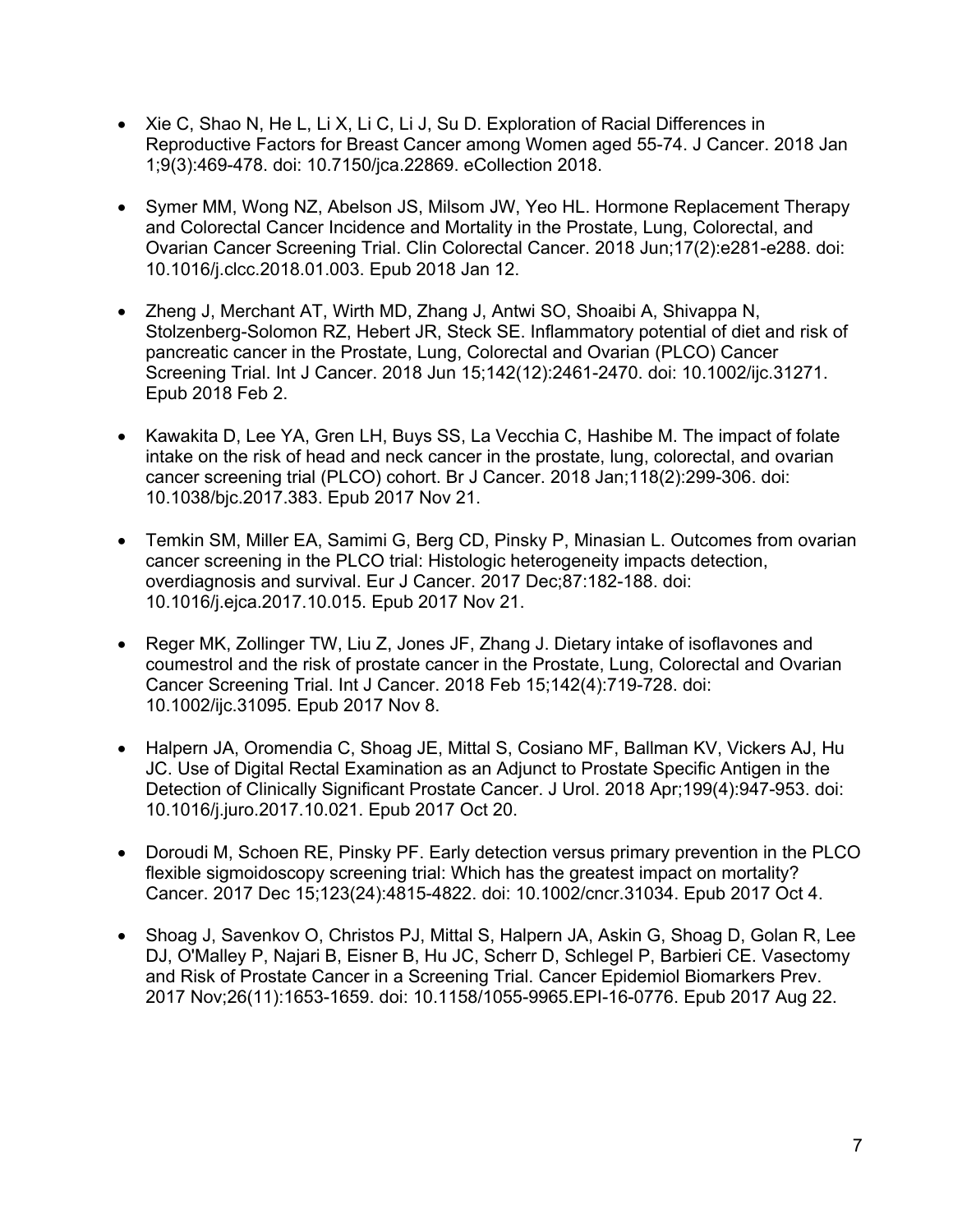- Xie C, Shao N, He L, Li X, Li C, Li J, Su D. Exploration of Racial Differences in Reproductive Factors for Breast Cancer among Women aged 55-74. J Cancer. 2018 Jan 1;9(3):469-478. doi: 10.7150/jca.22869. eCollection 2018.

- Symer MM, Wong NZ, Abelson JS, Milsom JW, Yeo HL. Hormone Replacement Therapy and Colorectal Cancer Incidence and Mortality in the Prostate, Lung, Colorectal, and Ovarian Cancer Screening Trial. Clin Colorectal Cancer. 2018 Jun;17(2):e281-e288. doi: 10.1016/j.clcc.2018.01.003. Epub 2018 Jan 12.

- Zheng J, Merchant AT, Wirth MD, Zhang J, Antwi SO, Shoaibi A, Shivappa N, Stolzenberg-Solomon RZ, Hebert JR, Steck SE. Inflammatory potential of diet and risk of pancreatic cancer in the Prostate, Lung, Colorectal and Ovarian (PLCO) Cancer Screening Trial. Int J Cancer. 2018 Jun 15;142(12):2461-2470. doi: 10.1002/ijc.31271. Epub 2018 Feb 2.

- Kawakita D, Lee YA, Gren LH, Buys SS, La Vecchia C, Hashibe M. The impact of folate intake on the risk of head and neck cancer in the prostate, lung, colorectal, and ovarian cancer screening trial (PLCO) cohort. Br J Cancer. 2018 Jan;118(2):299-306. doi: 10.1038/bjc.2017.383. Epub 2017 Nov 21.

- Temkin SM, Miller EA, Samimi G, Berg CD, Pinsky P, Minasian L. Outcomes from ovarian cancer screening in the PLCO trial: Histologic heterogeneity impacts detection, overdiagnosis and survival. Eur J Cancer. 2017 Dec;87:182-188. doi: 10.1016/j.ejca.2017.10.015. Epub 2017 Nov 21.

- Reger MK, Zollinger TW, Liu Z, Jones JF, Zhang J. Dietary intake of isoflavones and coumestrol and the risk of prostate cancer in the Prostate, Lung, Colorectal and Ovarian Cancer Screening Trial. Int J Cancer. 2018 Feb 15;142(4):719-728. doi: 10.1002/ijc.31095. Epub 2017 Nov 8.

- Halpern JA, Oromendia C, Shoag JE, Mittal S, Cosiano MF, Ballman KV, Vickers AJ, Hu JC. Use of Digital Rectal Examination as an Adjunct to Prostate Specific Antigen in the Detection of Clinically Significant Prostate Cancer. J Urol. 2018 Apr;199(4):947-953. doi: 10.1016/j.juro.2017.10.021. Epub 2017 Oct 20.

- Doroudi M, Schoen RE, Pinsky PF. Early detection versus primary prevention in the PLCO flexible sigmoidoscopy screening trial: Which has the greatest impact on mortality? Cancer. 2017 Dec 15;123(24):4815-4822. doi: 10.1002/cncr.31034. Epub 2017 Oct 4.

- Shoag J, Savenkov O, Christos PJ, Mittal S, Halpern JA, Askin G, Shoag D, Golan R, Lee DJ, O'Malley P, Najari B, Eisner B, Hu JC, Scherr D, Schlegel P, Barbieri CE. Vasectomy and Risk of Prostate Cancer in a Screening Trial. Cancer Epidemiol Biomarkers Prev. 2017 Nov;26(11):1653-1659. doi: 10.1158/1055-9965.EPI-16-0776. Epub 2017 Aug 22.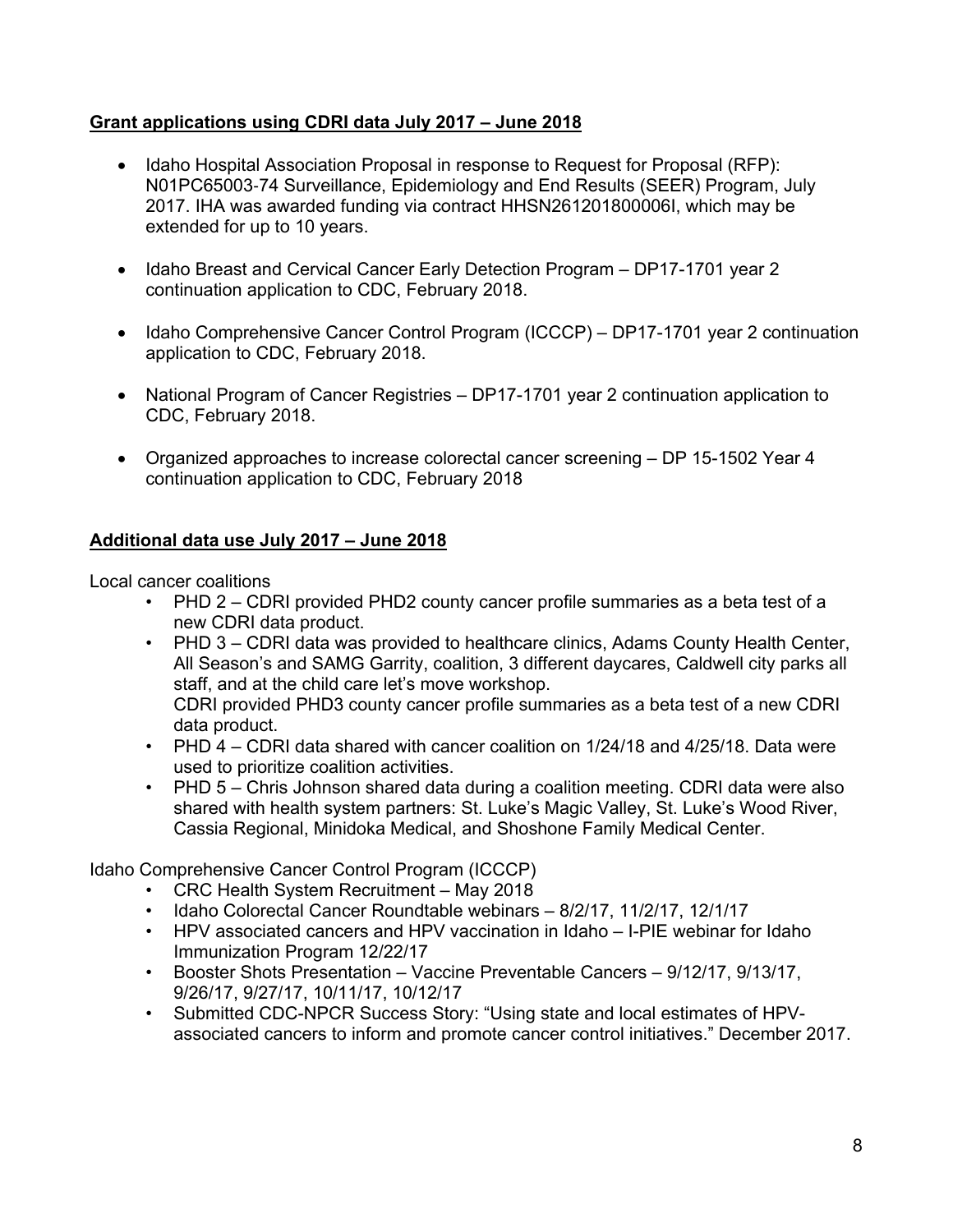**Grant applications using CDRI data July 2017 – June 2018**

- Idaho Hospital Association Proposal in response to Request for Proposal (RFP): N01PC65003-74 Surveillance, Epidemiology and End Results (SEER) Program, July 2017. IHA was awarded funding via contract HHSN261201800006I, which may be extended for up to 10 years.

- Idaho Breast and Cervical Cancer Early Detection Program – DP17-1701 year 2 continuation application to CDC, February 2018.

- Idaho Comprehensive Cancer Control Program (ICCCP) – DP17-1701 year 2 continuation application to CDC, February 2018.

- National Program of Cancer Registries – DP17-1701 year 2 continuation application to CDC, February 2018.

- Organized approaches to increase colorectal cancer screening – DP 15-1502 Year 4 continuation application to CDC, February 2018

**Additional data use July 2017 – June 2018**

Local cancer coalitions

- PHD 2 – CDRI provided PHD2 county cancer profile summaries as a beta test of a new CDRI data product.
- PHD 3 – CDRI data was provided to healthcare clinics, Adams County Health Center, All Season's and SAMG Garrity, coalition, 3 different daycares, Caldwell city parks all staff, and at the child care let's move workshop.
  CDRI provided PHD3 county cancer profile summaries as a beta test of a new CDRI data product.
- PHD 4 – CDRI data shared with cancer coalition on 1/24/18 and 4/25/18. Data were used to prioritize coalition activities.
- PHD 5 – Chris Johnson shared data during a coalition meeting. CDRI data were also shared with health system partners: St. Luke's Magic Valley, St. Luke's Wood River, Cassia Regional, Minidoka Medical, and Shoshone Family Medical Center.

Idaho Comprehensive Cancer Control Program (ICCCP)

- CRC Health System Recruitment – May 2018
- Idaho Colorectal Cancer Roundtable webinars – 8/2/17, 11/2/17, 12/1/17
- HPV associated cancers and HPV vaccination in Idaho – I-PIE webinar for Idaho Immunization Program 12/22/17
- Booster Shots Presentation – Vaccine Preventable Cancers – 9/12/17, 9/13/17, 9/26/17, 9/27/17, 10/11/17, 10/12/17
- Submitted CDC-NPCR Success Story: "Using state and local estimates of HPV-associated cancers to inform and promote cancer control initiatives." December 2017.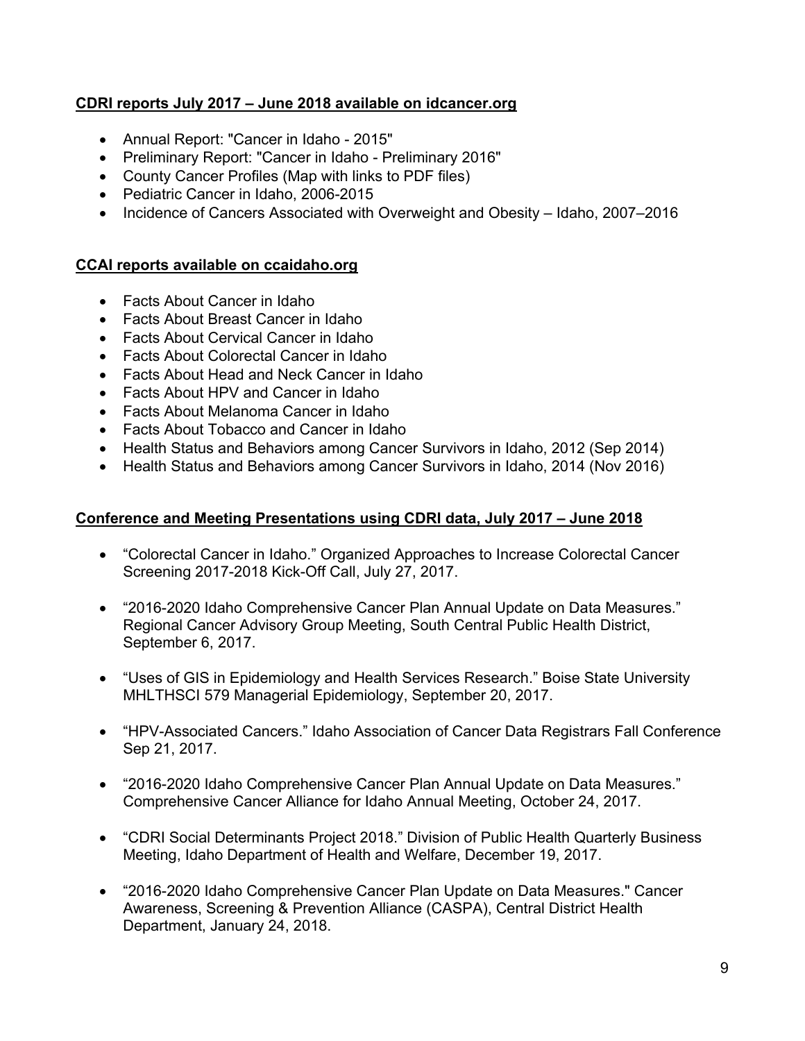**CDRI reports July 2017 – June 2018 available on idcancer.org**

- Annual Report: "Cancer in Idaho - 2015"
- Preliminary Report: "Cancer in Idaho - Preliminary 2016"
- County Cancer Profiles (Map with links to PDF files)
- Pediatric Cancer in Idaho, 2006-2015
- Incidence of Cancers Associated with Overweight and Obesity – Idaho, 2007–2016

**CCAI reports available on ccaidaho.org**

- Facts About Cancer in Idaho
- Facts About Breast Cancer in Idaho
- Facts About Cervical Cancer in Idaho
- Facts About Colorectal Cancer in Idaho
- Facts About Head and Neck Cancer in Idaho
- Facts About HPV and Cancer in Idaho
- Facts About Melanoma Cancer in Idaho
- Facts About Tobacco and Cancer in Idaho
- Health Status and Behaviors among Cancer Survivors in Idaho, 2012 (Sep 2014)
- Health Status and Behaviors among Cancer Survivors in Idaho, 2014 (Nov 2016)

**Conference and Meeting Presentations using CDRI data, July 2017 – June 2018**

- "Colorectal Cancer in Idaho." Organized Approaches to Increase Colorectal Cancer Screening 2017-2018 Kick-Off Call, July 27, 2017.

- "2016-2020 Idaho Comprehensive Cancer Plan Annual Update on Data Measures." Regional Cancer Advisory Group Meeting, South Central Public Health District, September 6, 2017.

- "Uses of GIS in Epidemiology and Health Services Research." Boise State University MHLTHSCI 579 Managerial Epidemiology, September 20, 2017.

- "HPV-Associated Cancers." Idaho Association of Cancer Data Registrars Fall Conference Sep 21, 2017.

- "2016-2020 Idaho Comprehensive Cancer Plan Annual Update on Data Measures." Comprehensive Cancer Alliance for Idaho Annual Meeting, October 24, 2017.

- "CDRI Social Determinants Project 2018." Division of Public Health Quarterly Business Meeting, Idaho Department of Health and Welfare, December 19, 2017.

- "2016-2020 Idaho Comprehensive Cancer Plan Update on Data Measures." Cancer Awareness, Screening & Prevention Alliance (CASPA), Central District Health Department, January 24, 2018.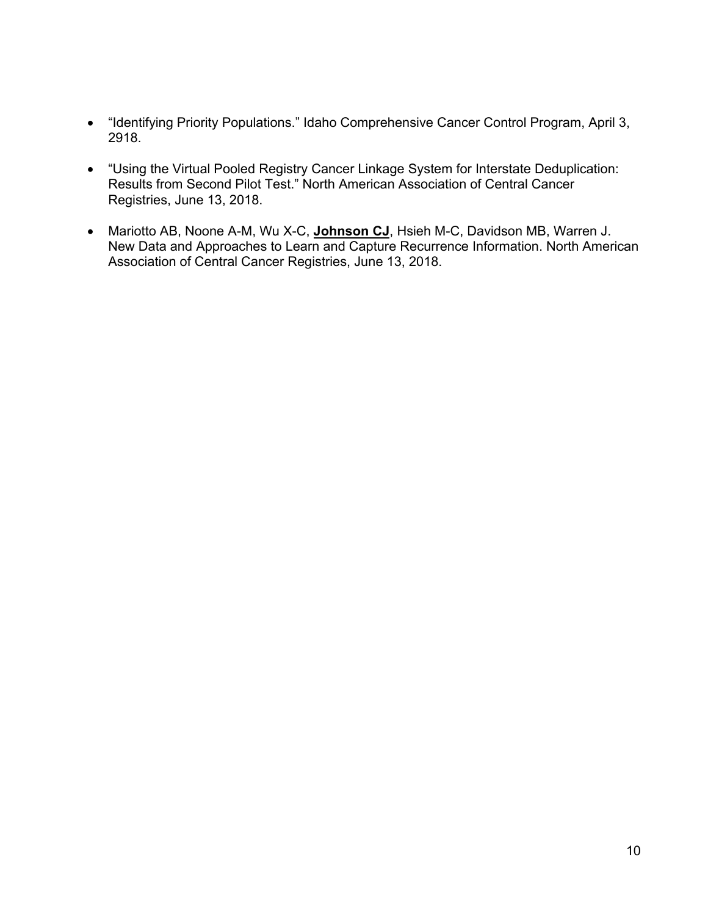- "Identifying Priority Populations." Idaho Comprehensive Cancer Control Program, April 3, 2918.

- "Using the Virtual Pooled Registry Cancer Linkage System for Interstate Deduplication: Results from Second Pilot Test." North American Association of Central Cancer Registries, June 13, 2018.

- Mariotto AB, Noone A-M, Wu X-C, **Johnson CJ**, Hsieh M-C, Davidson MB, Warren J. New Data and Approaches to Learn and Capture Recurrence Information. North American Association of Central Cancer Registries, June 13, 2018.